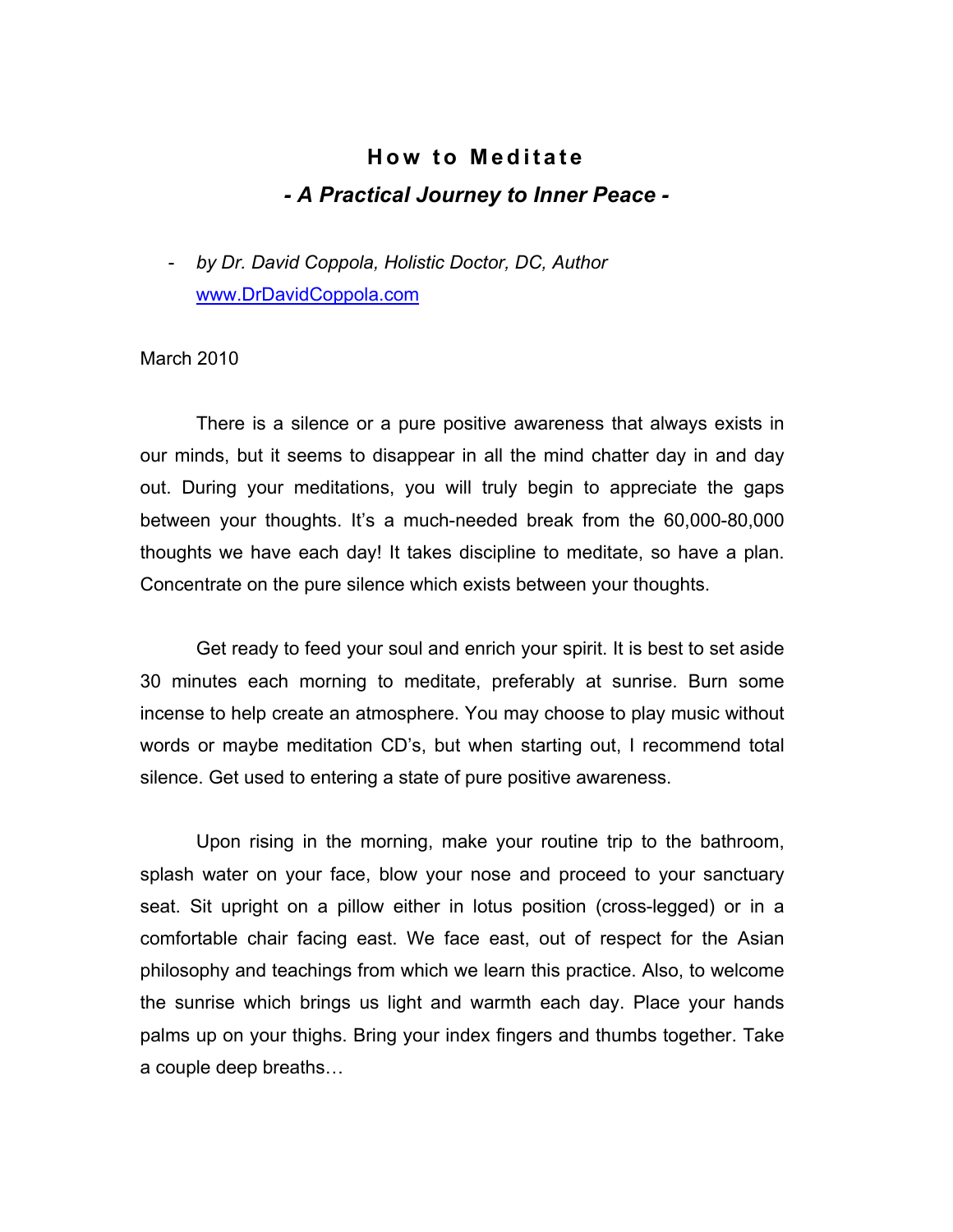# How to Meditate

## *- A Practical Journey to Inner Peace -*

- *by Dr. David Coppola, Holistic Doctor, DC, Author*
  [www.DrDavidCoppola.com](http://www.DrDavidCoppola.com)

March 2010

There is a silence or a pure positive awareness that always exists in our minds, but it seems to disappear in all the mind chatter day in and day out. During your meditations, you will truly begin to appreciate the gaps between your thoughts. It's a much-needed break from the 60,000-80,000 thoughts we have each day! It takes discipline to meditate, so have a plan. Concentrate on the pure silence which exists between your thoughts.

Get ready to feed your soul and enrich your spirit. It is best to set aside 30 minutes each morning to meditate, preferably at sunrise. Burn some incense to help create an atmosphere. You may choose to play music without words or maybe meditation CD's, but when starting out, I recommend total silence. Get used to entering a state of pure positive awareness.

Upon rising in the morning, make your routine trip to the bathroom, splash water on your face, blow your nose and proceed to your sanctuary seat. Sit upright on a pillow either in lotus position (cross-legged) or in a comfortable chair facing east. We face east, out of respect for the Asian philosophy and teachings from which we learn this practice. Also, to welcome the sunrise which brings us light and warmth each day. Place your hands palms up on your thighs. Bring your index fingers and thumbs together. Take a couple deep breaths…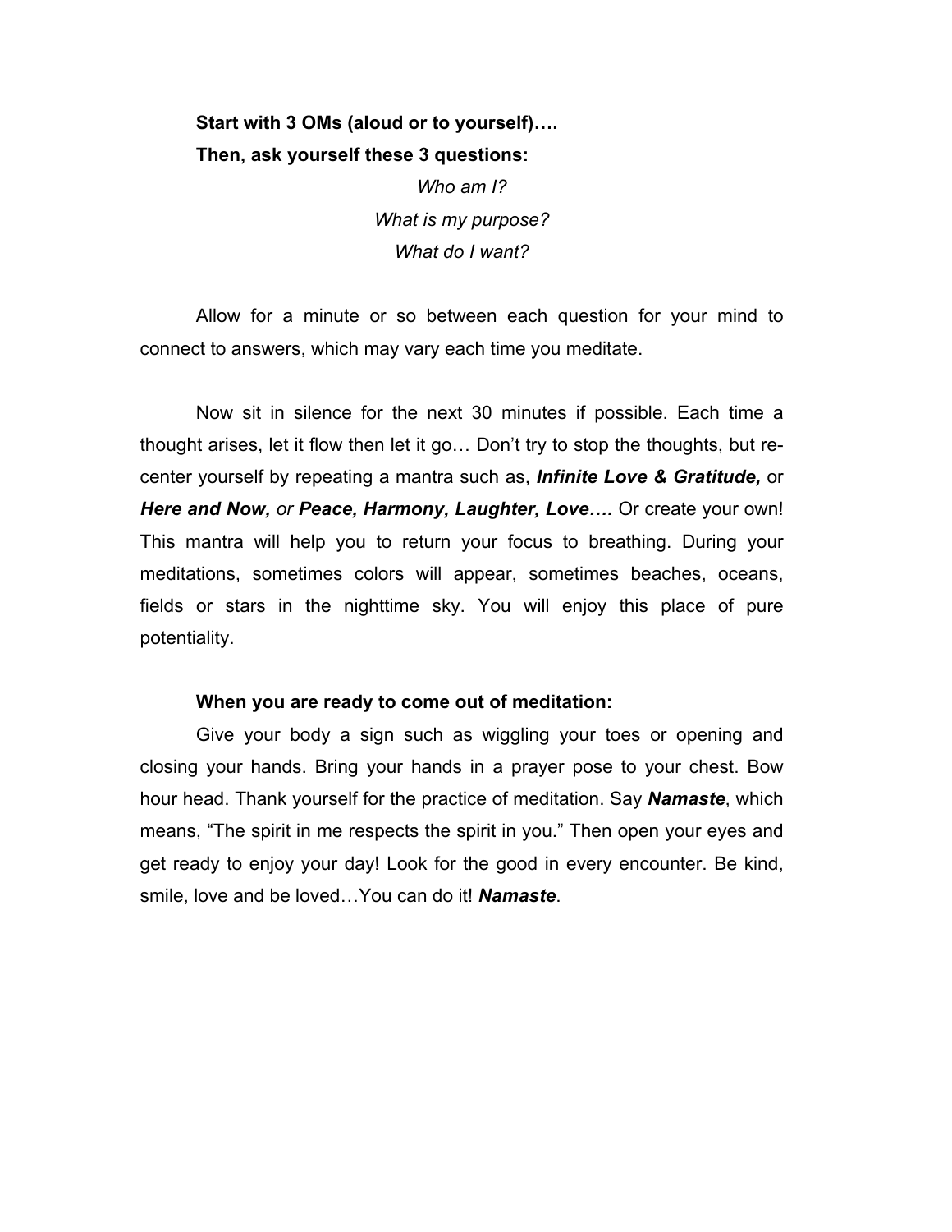**Start with 3 OMs (aloud or to yourself)….**

**Then, ask yourself these 3 questions:**

*Who am I?*

*What is my purpose?*

*What do I want?*

Allow for a minute or so between each question for your mind to connect to answers, which may vary each time you meditate.

Now sit in silence for the next 30 minutes if possible. Each time a thought arises, let it flow then let it go… Don't try to stop the thoughts, but re-center yourself by repeating a mantra such as, ***Infinite Love & Gratitude,*** or ***Here and Now,*** *or* ***Peace, Harmony, Laughter, Love….*** Or create your own! This mantra will help you to return your focus to breathing. During your meditations, sometimes colors will appear, sometimes beaches, oceans, fields or stars in the nighttime sky. You will enjoy this place of pure potentiality.

**When you are ready to come out of meditation:**

Give your body a sign such as wiggling your toes or opening and closing your hands. Bring your hands in a prayer pose to your chest. Bow hour head. Thank yourself for the practice of meditation. Say ***Namaste***, which means, "The spirit in me respects the spirit in you." Then open your eyes and get ready to enjoy your day! Look for the good in every encounter. Be kind, smile, love and be loved…You can do it! ***Namaste***.